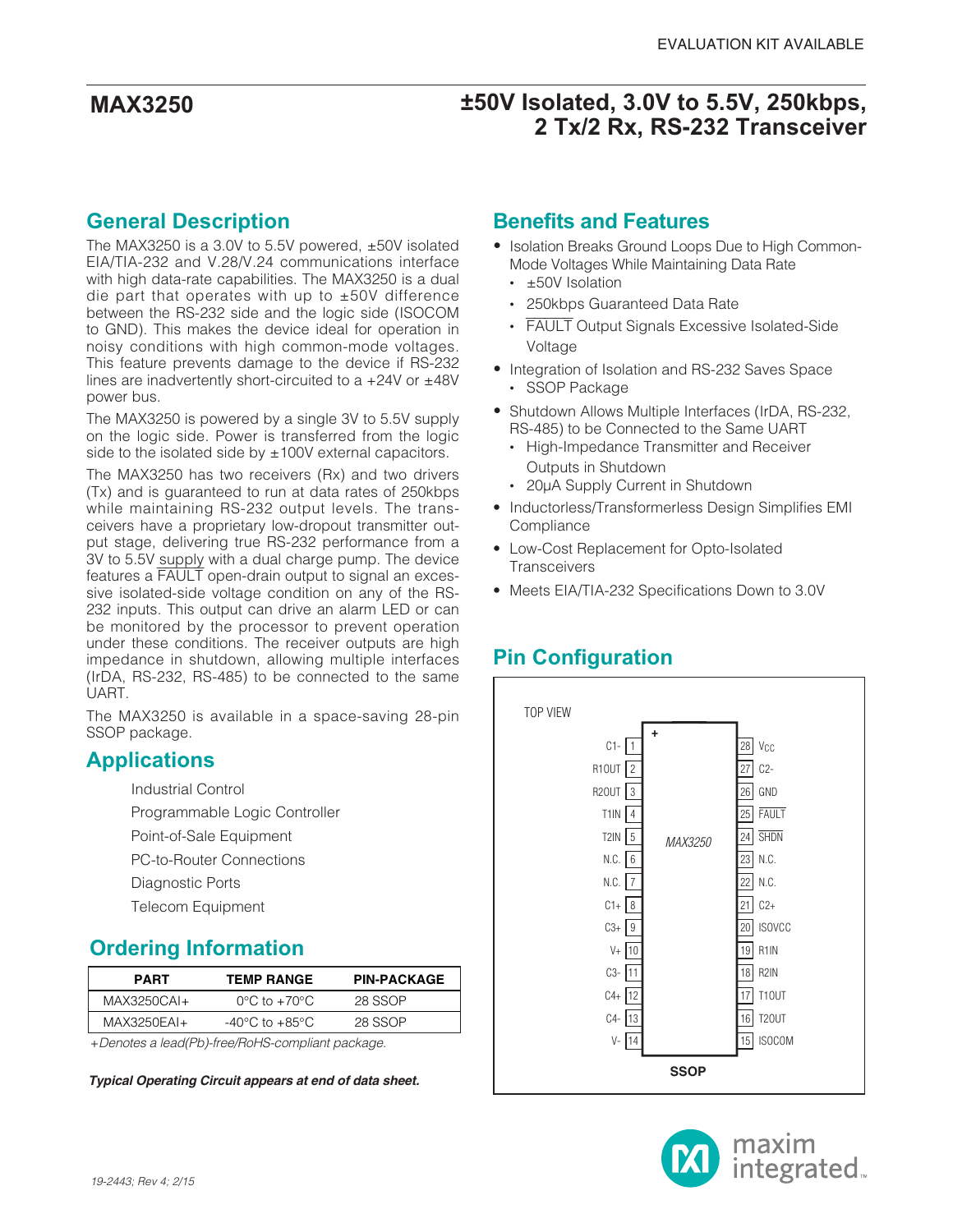EVALUATION KIT AVAILABLE

# MAX3250

# ±50V Isolated, 3.0V to 5.5V, 250kbps, 2 Tx/2 Rx, RS-232 Transceiver

## General Description

The MAX3250 is a 3.0V to 5.5V powered, ±50V isolated EIA/TIA-232 and V.28/V.24 communications interface with high data-rate capabilities. The MAX3250 is a dual die part that operates with up to ±50V difference between the RS-232 side and the logic side (ISOCOM to GND). This makes the device ideal for operation in noisy conditions with high common-mode voltages. This feature prevents damage to the device if RS-232 lines are inadvertently short-circuited to a +24V or ±48V power bus.

The MAX3250 is powered by a single 3V to 5.5V supply on the logic side. Power is transferred from the logic side to the isolated side by ±100V external capacitors.

The MAX3250 has two receivers (Rx) and two drivers (Tx) and is guaranteed to run at data rates of 250kbps while maintaining RS-232 output levels. The transceivers have a proprietary low-dropout transmitter output stage, delivering true RS-232 performance from a 3V to 5.5V supply with a dual charge pump. The device features a $\overline{\text{FAULT}}$ open-drain output to signal an excessive isolated-side voltage condition on any of the RS-232 inputs. This output can drive an alarm LED or can be monitored by the processor to prevent operation under these conditions. The receiver outputs are high impedance in shutdown, allowing multiple interfaces (IrDA, RS-232, RS-485) to be connected to the same UART.

The MAX3250 is available in a space-saving 28-pin SSOP package.

## Applications

- Industrial Control
- Programmable Logic Controller
- Point-of-Sale Equipment
- PC-to-Router Connections
- Diagnostic Ports
- Telecom Equipment

## Ordering Information

| PART | TEMP RANGE | PIN-PACKAGE |
|---|---|---|
| MAX3250CAI+ | 0°C to +70°C | 28 SSOP |
| MAX3250EAI+ | -40°C to +85°C | 28 SSOP |

*+Denotes a lead(Pb)-free/RoHS-compliant package.*

***Typical Operating Circuit appears at end of data sheet.***

## Benefits and Features

- Isolation Breaks Ground Loops Due to High Common-Mode Voltages While Maintaining Data Rate
  - ±50V Isolation
  - 250kbps Guaranteed Data Rate
  - $\overline{\text{FAULT}}$ Output Signals Excessive Isolated-Side Voltage
- Integration of Isolation and RS-232 Saves Space
  - SSOP Package
- Shutdown Allows Multiple Interfaces (IrDA, RS-232, RS-485) to be Connected to the Same UART
  - High-Impedance Transmitter and Receiver Outputs in Shutdown
  - 20µA Supply Current in Shutdown
- Inductorless/Transformerless Design Simplifies EMI Compliance
- Low-Cost Replacement for Opto-Isolated Transceivers
- Meets EIA/TIA-232 Specifications Down to 3.0V

## Pin Configuration

TOP VIEW — MAX3250 — SSOP

| PIN | NAME | PIN | NAME |
|---|---|---|---|
| 1 | C1- | 28 | $V_{CC}$ |
| 2 | R1OUT | 27 | C2- |
| 3 | R2OUT | 26 | GND |
| 4 | T1IN | 25 | $\overline{\text{FAULT}}$ |
| 5 | T2IN | 24 | $\overline{\text{SHDN}}$ |
| 6 | N.C. | 23 | N.C. |
| 7 | N.C. | 22 | N.C. |
| 8 | C1+ | 21 | C2+ |
| 9 | C3+ | 20 | ISOVCC |
| 10 | V+ | 19 | R1IN |
| 11 | C3- | 18 | R2IN |
| 12 | C4+ | 17 | T1OUT |
| 13 | C4- | 16 | T2OUT |
| 14 | V- | 15 | ISOCOM |

19-2443; Rev 4; 2/15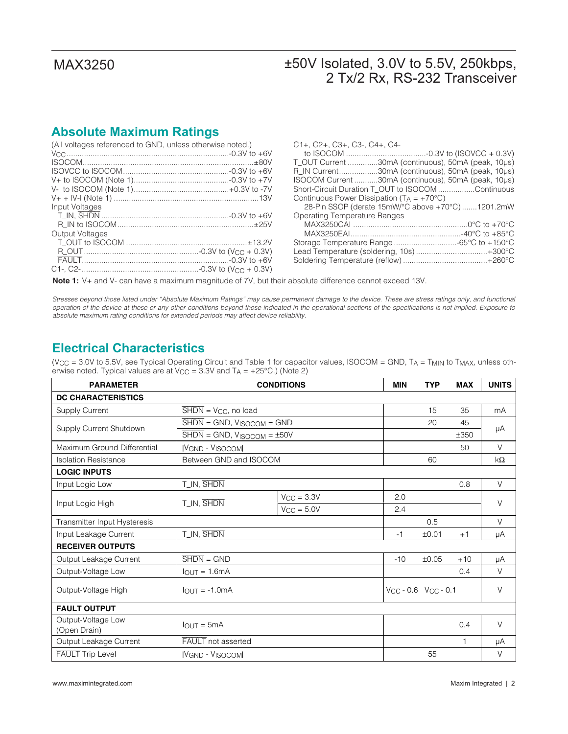## Absolute Maximum Ratings

(All voltages referenced to GND, unless otherwise noted.)

$V_{CC}$ ....................................................... -0.3V to +6V
ISOCOM ....................................................... ±80V
ISOVCC to ISOCOM ....................................... -0.3V to +6V
V+ to ISOCOM (Note 1) ................................. -0.3V to +7V
V- to ISOCOM (Note 1) ................................... +0.3V to -7V
V+ + |V-| (Note 1) ............................................. 13V
Input Voltages
T_IN, $\overline{SHDN}$ ................................................ -0.3V to +6V
R_IN to ISOCOM ............................................. ±25V
Output Voltages
T_OUT to ISOCOM ......................................... ±13.2V
R_OUT ........................................... -0.3V to ($V_{CC}$ + 0.3V)
$\overline{FAULT}$ ............................................................ -0.3V to +6V
C1-, C2- .............................................. -0.3V to ($V_{CC}$ + 0.3V)

C1+, C2+, C3+, C3-, C4+, C4-
to ISOCOM ................................. -0.3V to (ISOVCC + 0.3V)
T_OUT Current ............. 30mA (continuous), 50mA (peak, 10µs)
R_IN Current ................. 30mA (continuous), 50mA (peak, 10µs)
ISOCOM Current ........... 30mA (continuous), 50mA (peak, 10µs)
Short-Circuit Duration T_OUT to ISOCOM ................. Continuous
Continuous Power Dissipation ($T_A$ = +70°C)
28-Pin SSOP (derate 15mW/°C above +70°C) ....... 1201.2mW
Operating Temperature Ranges
MAX3250CAI ....................................................... 0°C to +70°C
MAX3250EAI ..................................................... -40°C to +85°C
Storage Temperature Range ............................ -65°C to +150°C
Lead Temperature (soldering, 10s) .................................. +300°C
Soldering Temperature (reflow) ....................................... +260°C

**Note 1:** V+ and V- can have a maximum magnitude of 7V, but their absolute difference cannot exceed 13V.

*Stresses beyond those listed under "Absolute Maximum Ratings" may cause permanent damage to the device. These are stress ratings only, and functional operation of the device at these or any other conditions beyond those indicated in the operational sections of the specifications is not implied. Exposure to absolute maximum rating conditions for extended periods may affect device reliability.*

## Electrical Characteristics

($V_{CC}$ = 3.0V to 5.5V, see Typical Operating Circuit and Table 1 for capacitor values, ISOCOM = GND, $T_A$ = $T_{MIN}$ to $T_{MAX}$, unless otherwise noted. Typical values are at $V_{CC}$ = 3.3V and $T_A$ = +25°C.) (Note 2)

| PARAMETER | CONDITIONS | | MIN | TYP | MAX | UNITS |
|---|---|---|---|---|---|---|
| **DC CHARACTERISTICS** | | | | | | |
| Supply Current | $\overline{SHDN}$ = $V_{CC}$, no load | | | 15 | 35 | mA |
| Supply Current Shutdown | $\overline{SHDN}$ = GND, $V_{ISOCOM}$ = GND | | | 20 | 45 | µA |
| | $\overline{SHDN}$ = GND, $V_{ISOCOM}$ = ±50V | | | | ±350 | |
| Maximum Ground Differential | $\lvert V_{GND} - V_{ISOCOM} \rvert$ | | | | 50 | V |
| Isolation Resistance | Between GND and ISOCOM | | | 60 | | kΩ |
| **LOGIC INPUTS** | | | | | | |
| Input Logic Low | T_IN, $\overline{SHDN}$ | | | | 0.8 | V |
| Input Logic High | T_IN, $\overline{SHDN}$ | $V_{CC}$ = 3.3V | 2.0 | | | V |
| | | $V_{CC}$ = 5.0V | 2.4 | | | |
| Transmitter Input Hysteresis | | | | 0.5 | | V |
| Input Leakage Current | T_IN, $\overline{SHDN}$ | | -1 | ±0.01 | +1 | µA |
| **RECEIVER OUTPUTS** | | | | | | |
| Output Leakage Current | $\overline{SHDN}$ = GND | | -10 | ±0.05 | +10 | µA |
| Output-Voltage Low | $I_{OUT}$ = 1.6mA | | | | 0.4 | V |
| Output-Voltage High | $I_{OUT}$ = -1.0mA | | $V_{CC}$ - 0.6 | $V_{CC}$ - 0.1 | | V |
| **FAULT OUTPUT** | | | | | | |
| Output-Voltage Low (Open Drain) | $I_{OUT}$ = 5mA | | | | 0.4 | V |
| Output Leakage Current | $\overline{FAULT}$ not asserted | | | | 1 | µA |
| $\overline{FAULT}$ Trip Level | $\lvert V_{GND} - V_{ISOCOM} \rvert$ | | | 55 | | V |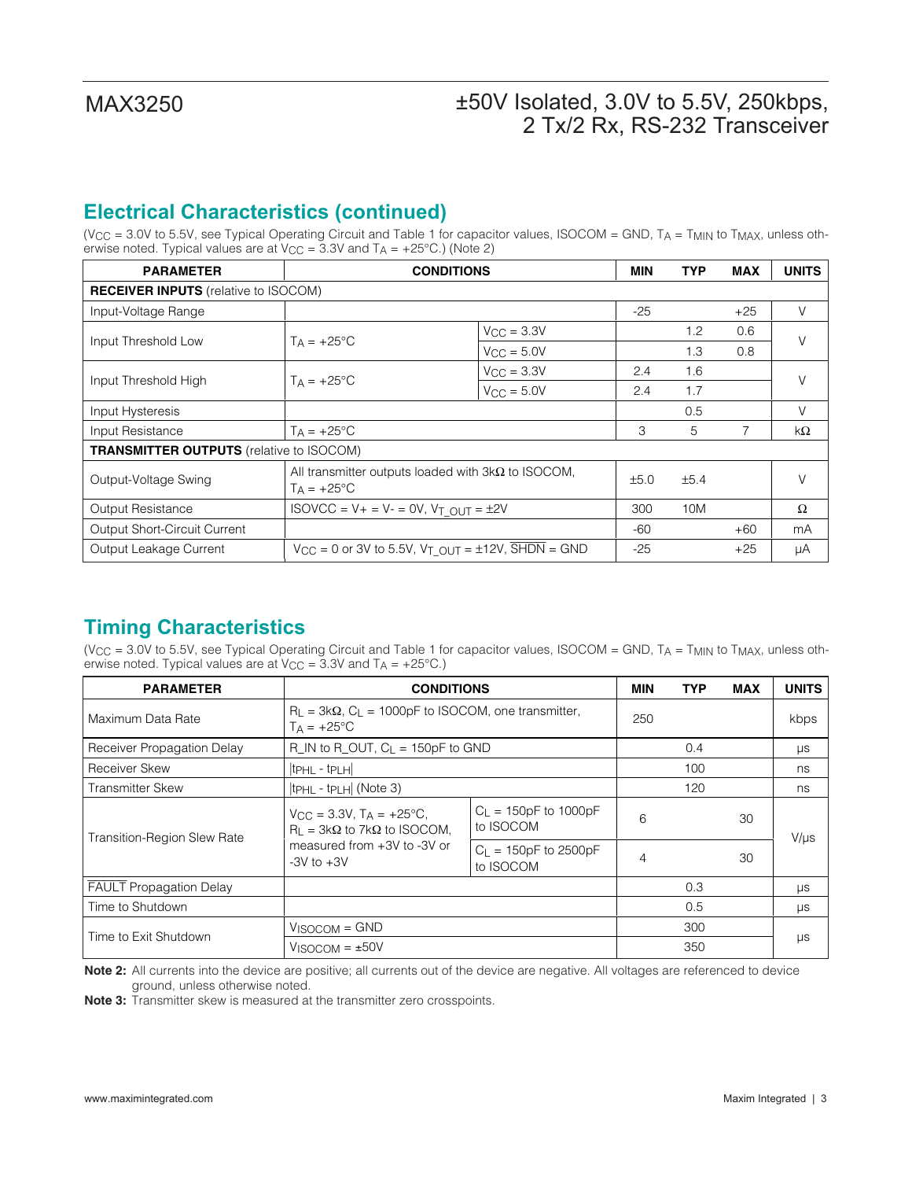## Electrical Characteristics (continued)

($V_{CC}$ = 3.0V to 5.5V, see Typical Operating Circuit and Table 1 for capacitor values, ISOCOM = GND, $T_A$ = $T_{MIN}$ to $T_{MAX}$, unless otherwise noted. Typical values are at $V_{CC}$ = 3.3V and $T_A$ = +25°C.) (Note 2)

| PARAMETER | CONDITIONS | | MIN | TYP | MAX | UNITS |
|---|---|---|---|---|---|---|
| **RECEIVER INPUTS** (relative to ISOCOM) | | | | | | |
| Input-Voltage Range | | | -25 | | +25 | V |
| Input Threshold Low | $T_A$ = +25°C | $V_{CC}$ = 3.3V | | 1.2 | 0.6 | V |
| | | $V_{CC}$ = 5.0V | | 1.3 | 0.8 | |
| Input Threshold High | $T_A$ = +25°C | $V_{CC}$ = 3.3V | 2.4 | 1.6 | | V |
| | | $V_{CC}$ = 5.0V | 2.4 | 1.7 | | |
| Input Hysteresis | | | | 0.5 | | V |
| Input Resistance | $T_A$ = +25°C | | 3 | 5 | 7 | kΩ |
| **TRANSMITTER OUTPUTS** (relative to ISOCOM) | | | | | | |
| Output-Voltage Swing | All transmitter outputs loaded with 3kΩ to ISOCOM, $T_A$ = +25°C | | ±5.0 | ±5.4 | | V |
| Output Resistance | ISOVCC = V+ = V- = 0V, $V_{T\_OUT}$ = ±2V | | 300 | 10M | | Ω |
| Output Short-Circuit Current | | | -60 | | +60 | mA |
| Output Leakage Current | $V_{CC}$ = 0 or 3V to 5.5V, $V_{T\_OUT}$ = ±12V, $\overline{SHDN}$ = GND | | -25 | | +25 | µA |

## Timing Characteristics

($V_{CC}$ = 3.0V to 5.5V, see Typical Operating Circuit and Table 1 for capacitor values, ISOCOM = GND, $T_A$ = $T_{MIN}$ to $T_{MAX}$, unless otherwise noted. Typical values are at $V_{CC}$ = 3.3V and $T_A$ = +25°C.)

| PARAMETER | CONDITIONS | | MIN | TYP | MAX | UNITS |
|---|---|---|---|---|---|---|
| Maximum Data Rate | $R_L$ = 3kΩ, $C_L$ = 1000pF to ISOCOM, one transmitter, $T_A$ = +25°C | | 250 | | | kbps |
| Receiver Propagation Delay | R_IN to R_OUT, $C_L$ = 150pF to GND | | | 0.4 | | µs |
| Receiver Skew | $\|t_{PHL} - t_{PLH}\|$ | | | 100 | | ns |
| Transmitter Skew | $\|t_{PHL} - t_{PLH}\|$ (Note 3) | | | 120 | | ns |
| Transition-Region Slew Rate | $V_{CC}$ = 3.3V, $T_A$ = +25°C, $R_L$ = 3kΩ to 7kΩ to ISOCOM, measured from +3V to -3V or -3V to +3V | $C_L$ = 150pF to 1000pF to ISOCOM | 6 | | 30 | V/µs |
| | | $C_L$ = 150pF to 2500pF to ISOCOM | 4 | | 30 | |
| $\overline{FAULT}$ Propagation Delay | | | | 0.3 | | µs |
| Time to Shutdown | | | | 0.5 | | µs |
| Time to Exit Shutdown | $V_{ISOCOM}$ = GND | | | 300 | | µs |
| | $V_{ISOCOM}$ = ±50V | | | 350 | | |

**Note 2:** All currents into the device are positive; all currents out of the device are negative. All voltages are referenced to device ground, unless otherwise noted.

**Note 3:** Transmitter skew is measured at the transmitter zero crosspoints.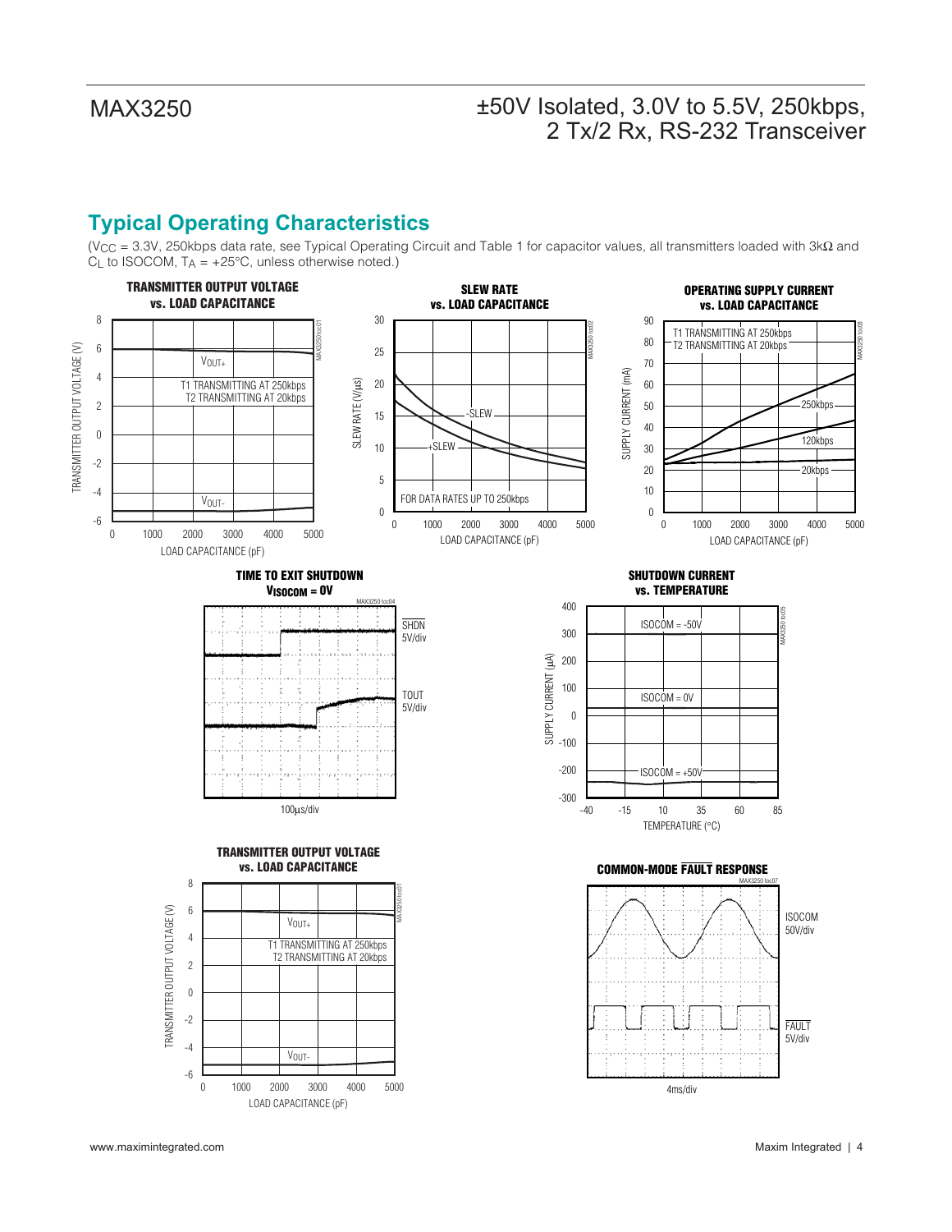## Typical Operating Characteristics

($V_{CC}$ = 3.3V, 250kbps data rate, see Typical Operating Circuit and Table 1 for capacitor values, all transmitters loaded with 3kΩ and $C_L$ to ISOCOM, $T_A$ = +25°C, unless otherwise noted.)

**TRANSMITTER OUTPUT VOLTAGE vs. LOAD CAPACITANCE**

**SLEW RATE vs. LOAD CAPACITANCE**

**OPERATING SUPPLY CURRENT vs. LOAD CAPACITANCE**

**TIME TO EXIT SHUTDOWN $V_{ISOCOM}$ = 0V**

**SHUTDOWN CURRENT vs. TEMPERATURE**

**TRANSMITTER OUTPUT VOLTAGE vs. LOAD CAPACITANCE**

**COMMON-MODE FAULT RESPONSE**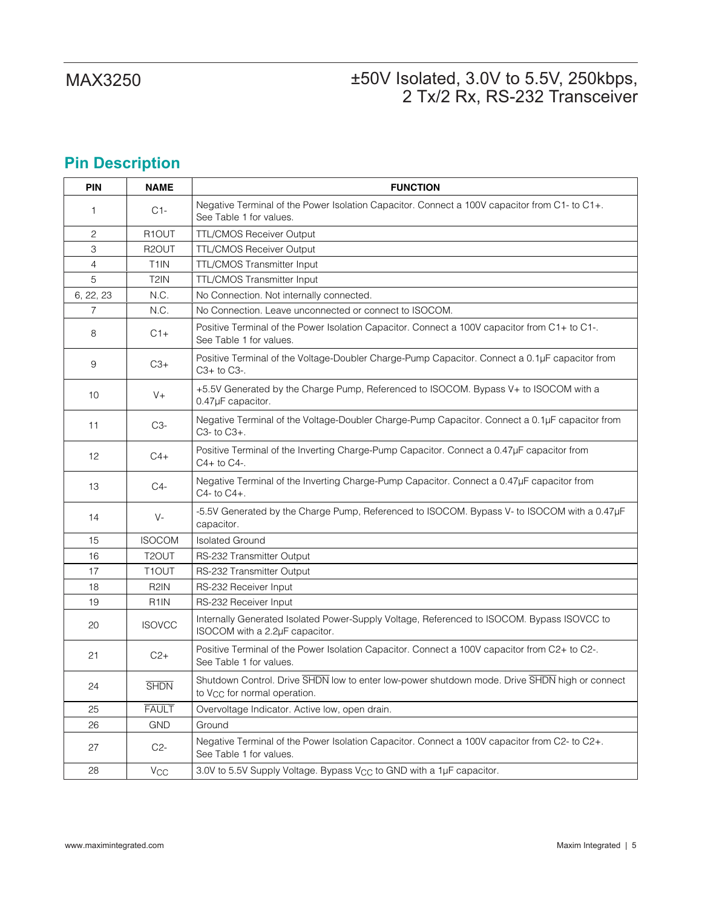## Pin Description

| PIN | NAME | FUNCTION |
|---|---|---|
| 1 | C1- | Negative Terminal of the Power Isolation Capacitor. Connect a 100V capacitor from C1- to C1+. See Table 1 for values. |
| 2 | R1OUT | TTL/CMOS Receiver Output |
| 3 | R2OUT | TTL/CMOS Receiver Output |
| 4 | T1IN | TTL/CMOS Transmitter Input |
| 5 | T2IN | TTL/CMOS Transmitter Input |
| 6, 22, 23 | N.C. | No Connection. Not internally connected. |
| 7 | N.C. | No Connection. Leave unconnected or connect to ISOCOM. |
| 8 | C1+ | Positive Terminal of the Power Isolation Capacitor. Connect a 100V capacitor from C1+ to C1-. See Table 1 for values. |
| 9 | C3+ | Positive Terminal of the Voltage-Doubler Charge-Pump Capacitor. Connect a 0.1µF capacitor from C3+ to C3-. |
| 10 | V+ | +5.5V Generated by the Charge Pump, Referenced to ISOCOM. Bypass V+ to ISOCOM with a 0.47µF capacitor. |
| 11 | C3- | Negative Terminal of the Voltage-Doubler Charge-Pump Capacitor. Connect a 0.1µF capacitor from C3- to C3+. |
| 12 | C4+ | Positive Terminal of the Inverting Charge-Pump Capacitor. Connect a 0.47µF capacitor from C4+ to C4-. |
| 13 | C4- | Negative Terminal of the Inverting Charge-Pump Capacitor. Connect a 0.47µF capacitor from C4- to C4+. |
| 14 | V- | -5.5V Generated by the Charge Pump, Referenced to ISOCOM. Bypass V- to ISOCOM with a 0.47µF capacitor. |
| 15 | ISOCOM | Isolated Ground |
| 16 | T2OUT | RS-232 Transmitter Output |
| 17 | T1OUT | RS-232 Transmitter Output |
| 18 | R2IN | RS-232 Receiver Input |
| 19 | R1IN | RS-232 Receiver Input |
| 20 | ISOVCC | Internally Generated Isolated Power-Supply Voltage, Referenced to ISOCOM. Bypass ISOVCC to ISOCOM with a 2.2µF capacitor. |
| 21 | C2+ | Positive Terminal of the Power Isolation Capacitor. Connect a 100V capacitor from C2+ to C2-. See Table 1 for values. |
| 24 | $\overline{SHDN}$ | Shutdown Control. Drive $\overline{SHDN}$ low to enter low-power shutdown mode. Drive $\overline{SHDN}$ high or connect to $V_{CC}$ for normal operation. |
| 25 | $\overline{FAULT}$ | Overvoltage Indicator. Active low, open drain. |
| 26 | GND | Ground |
| 27 | C2- | Negative Terminal of the Power Isolation Capacitor. Connect a 100V capacitor from C2- to C2+. See Table 1 for values. |
| 28 | $V_{CC}$ | 3.0V to 5.5V Supply Voltage. Bypass $V_{CC}$ to GND with a 1µF capacitor. |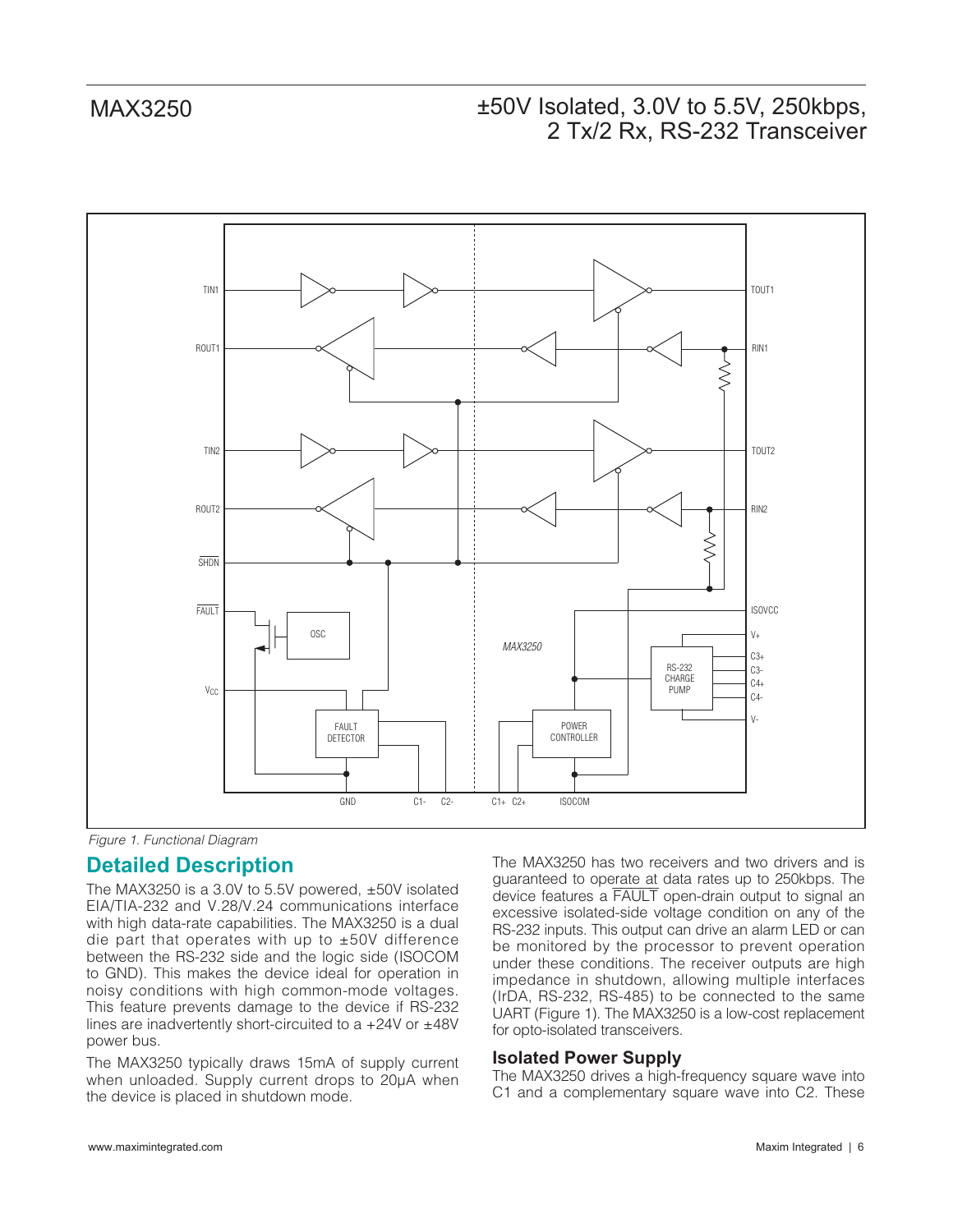Figure 1. Functional Diagram

## Detailed Description

The MAX3250 is a 3.0V to 5.5V powered, ±50V isolated EIA/TIA-232 and V.28/V.24 communications interface with high data-rate capabilities. The MAX3250 is a dual die part that operates with up to ±50V difference between the RS-232 side and the logic side (ISOCOM to GND). This makes the device ideal for operation in noisy conditions with high common-mode voltages. This feature prevents damage to the device if RS-232 lines are inadvertently short-circuited to a +24V or ±48V power bus.

The MAX3250 typically draws 15mA of supply current when unloaded. Supply current drops to 20µA when the device is placed in shutdown mode.

The MAX3250 has two receivers and two drivers and is guaranteed to operate at data rates up to 250kbps. The device features a FAULT open-drain output to signal an excessive isolated-side voltage condition on any of the RS-232 inputs. This output can drive an alarm LED or can be monitored by the processor to prevent operation under these conditions. The receiver outputs are high impedance in shutdown, allowing multiple interfaces (IrDA, RS-232, RS-485) to be connected to the same UART (Figure 1). The MAX3250 is a low-cost replacement for opto-isolated transceivers.

### Isolated Power Supply

The MAX3250 drives a high-frequency square wave into C1 and a complementary square wave into C2. These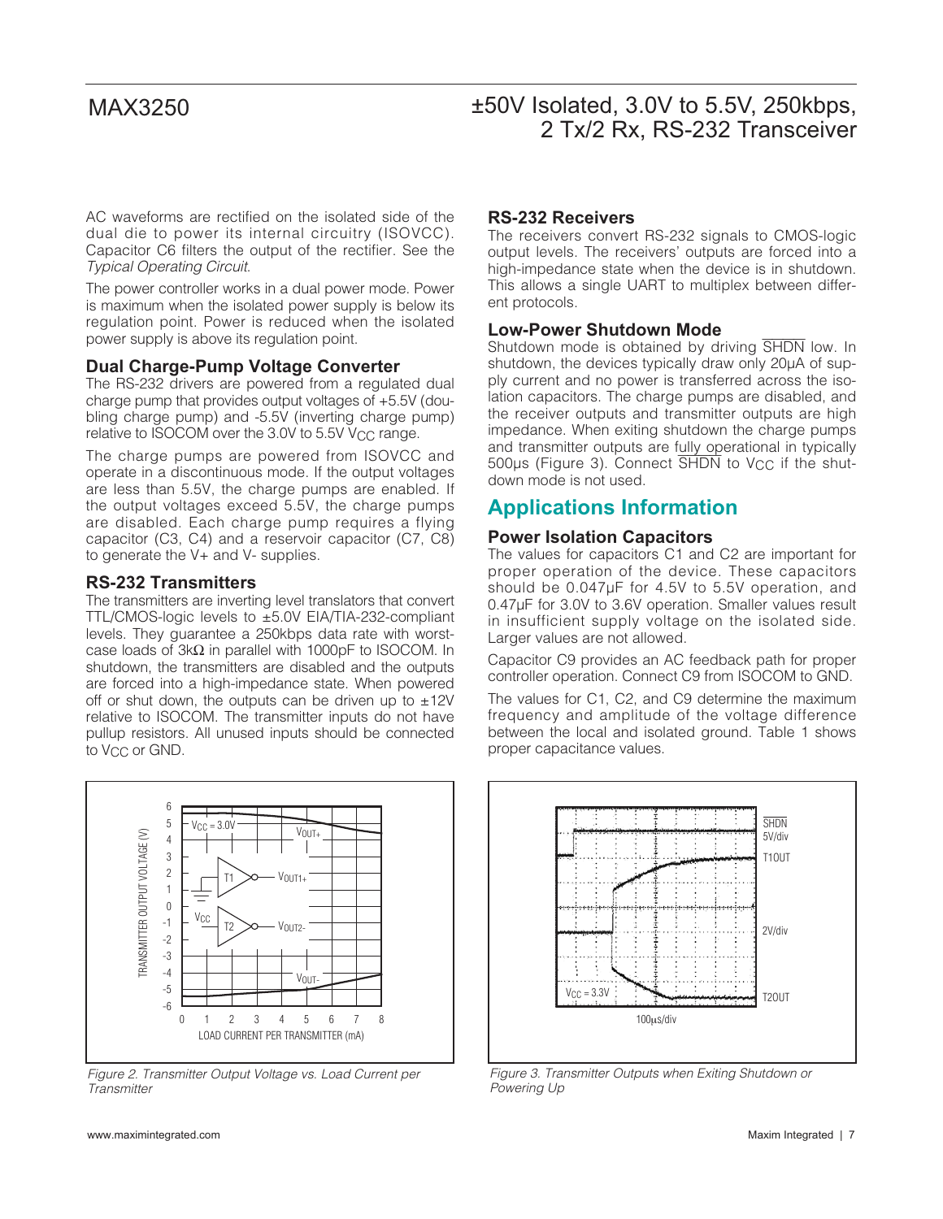AC waveforms are rectified on the isolated side of the dual die to power its internal circuitry (ISOVCC). Capacitor C6 filters the output of the rectifier. See the *Typical Operating Circuit*.

The power controller works in a dual power mode. Power is maximum when the isolated power supply is below its regulation point. Power is reduced when the isolated power supply is above its regulation point.

### Dual Charge-Pump Voltage Converter

The RS-232 drivers are powered from a regulated dual charge pump that provides output voltages of +5.5V (doubling charge pump) and -5.5V (inverting charge pump) relative to ISOCOM over the 3.0V to 5.5V $V_{CC}$ range.

The charge pumps are powered from ISOVCC and operate in a discontinuous mode. If the output voltages are less than 5.5V, the charge pumps are enabled. If the output voltages exceed 5.5V, the charge pumps are disabled. Each charge pump requires a flying capacitor (C3, C4) and a reservoir capacitor (C7, C8) to generate the V+ and V- supplies.

### RS-232 Transmitters

The transmitters are inverting level translators that convert TTL/CMOS-logic levels to ±5.0V EIA/TIA-232-compliant levels. They guarantee a 250kbps data rate with worst-case loads of 3kΩ in parallel with 1000pF to ISOCOM. In shutdown, the transmitters are disabled and the outputs are forced into a high-impedance state. When powered off or shut down, the outputs can be driven up to ±12V relative to ISOCOM. The transmitter inputs do not have pullup resistors. All unused inputs should be connected to $V_{CC}$ or GND.

*Figure 2. Transmitter Output Voltage vs. Load Current per Transmitter*

### RS-232 Receivers

The receivers convert RS-232 signals to CMOS-logic output levels. The receivers' outputs are forced into a high-impedance state when the device is in shutdown. This allows a single UART to multiplex between different protocols.

### Low-Power Shutdown Mode

Shutdown mode is obtained by driving $\overline{SHDN}$ low. In shutdown, the devices typically draw only 20µA of supply current and no power is transferred across the isolation capacitors. The charge pumps are disabled, and the receiver outputs and transmitter outputs are high impedance. When exiting shutdown the charge pumps and transmitter outputs are fully operational in typically 500µs (Figure 3). Connect $\overline{SHDN}$ to $V_{CC}$ if the shutdown mode is not used.

## Applications Information

### Power Isolation Capacitors

The values for capacitors C1 and C2 are important for proper operation of the device. These capacitors should be 0.047µF for 4.5V to 5.5V operation, and 0.47µF for 3.0V to 3.6V operation. Smaller values result in insufficient supply voltage on the isolated side. Larger values are not allowed.

Capacitor C9 provides an AC feedback path for proper controller operation. Connect C9 from ISOCOM to GND.

The values for C1, C2, and C9 determine the maximum frequency and amplitude of the voltage difference between the local and isolated ground. Table 1 shows proper capacitance values.

*Figure 3. Transmitter Outputs when Exiting Shutdown or Powering Up*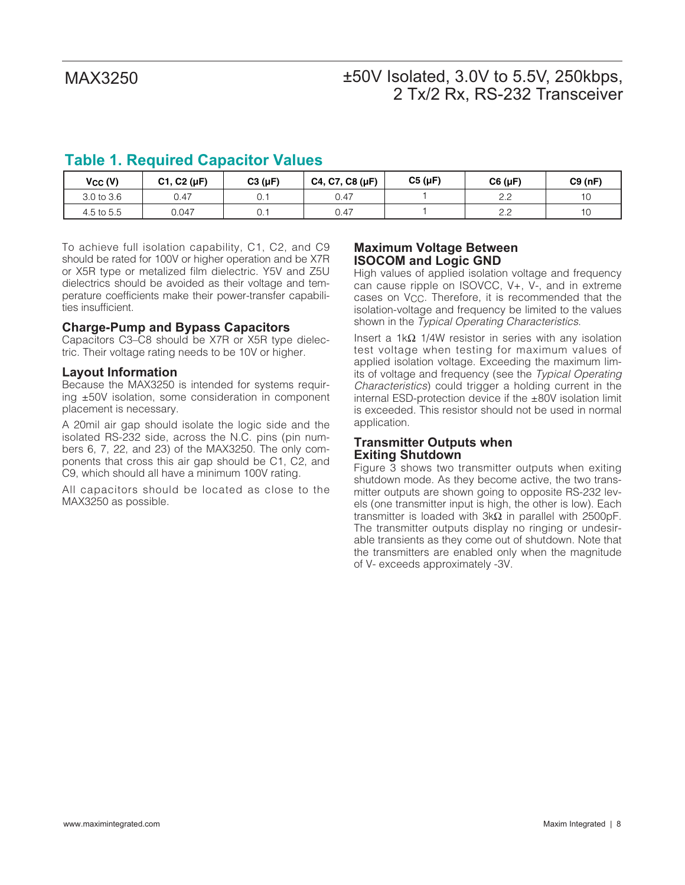## Table 1. Required Capacitor Values

| $V_{CC}$ (V) | C1, C2 (µF) | C3 (µF) | C4, C7, C8 (µF) | C5 (µF) | C6 (µF) | C9 (nF) |
|---|---|---|---|---|---|---|
| 3.0 to 3.6 | 0.47 | 0.1 | 0.47 | 1 | 2.2 | 10 |
| 4.5 to 5.5 | 0.047 | 0.1 | 0.47 | 1 | 2.2 | 10 |

To achieve full isolation capability, C1, C2, and C9 should be rated for 100V or higher operation and be X7R or X5R type or metalized film dielectric. Y5V and Z5U dielectrics should be avoided as their voltage and temperature coefficients make their power-transfer capabilities insufficient.

### Charge-Pump and Bypass Capacitors

Capacitors C3–C8 should be X7R or X5R type dielectric. Their voltage rating needs to be 10V or higher.

### Layout Information

Because the MAX3250 is intended for systems requiring ±50V isolation, some consideration in component placement is necessary.

A 20mil air gap should isolate the logic side and the isolated RS-232 side, across the N.C. pins (pin numbers 6, 7, 22, and 23) of the MAX3250. The only components that cross this air gap should be C1, C2, and C9, which should all have a minimum 100V rating.

All capacitors should be located as close to the MAX3250 as possible.

### Maximum Voltage Between ISOCOM and Logic GND

High values of applied isolation voltage and frequency can cause ripple on ISOVCC, V+, V-, and in extreme cases on $V_{CC}$. Therefore, it is recommended that the isolation-voltage and frequency be limited to the values shown in the *Typical Operating Characteristics*.

Insert a 1kΩ 1/4W resistor in series with any isolation test voltage when testing for maximum values of applied isolation voltage. Exceeding the maximum limits of voltage and frequency (see the *Typical Operating Characteristics*) could trigger a holding current in the internal ESD-protection device if the ±80V isolation limit is exceeded. This resistor should not be used in normal application.

### Transmitter Outputs when Exiting Shutdown

Figure 3 shows two transmitter outputs when exiting shutdown mode. As they become active, the two transmitter outputs are shown going to opposite RS-232 levels (one transmitter input is high, the other is low). Each transmitter is loaded with 3kΩ in parallel with 2500pF. The transmitter outputs display no ringing or undesirable transients as they come out of shutdown. Note that the transmitters are enabled only when the magnitude of V- exceeds approximately -3V.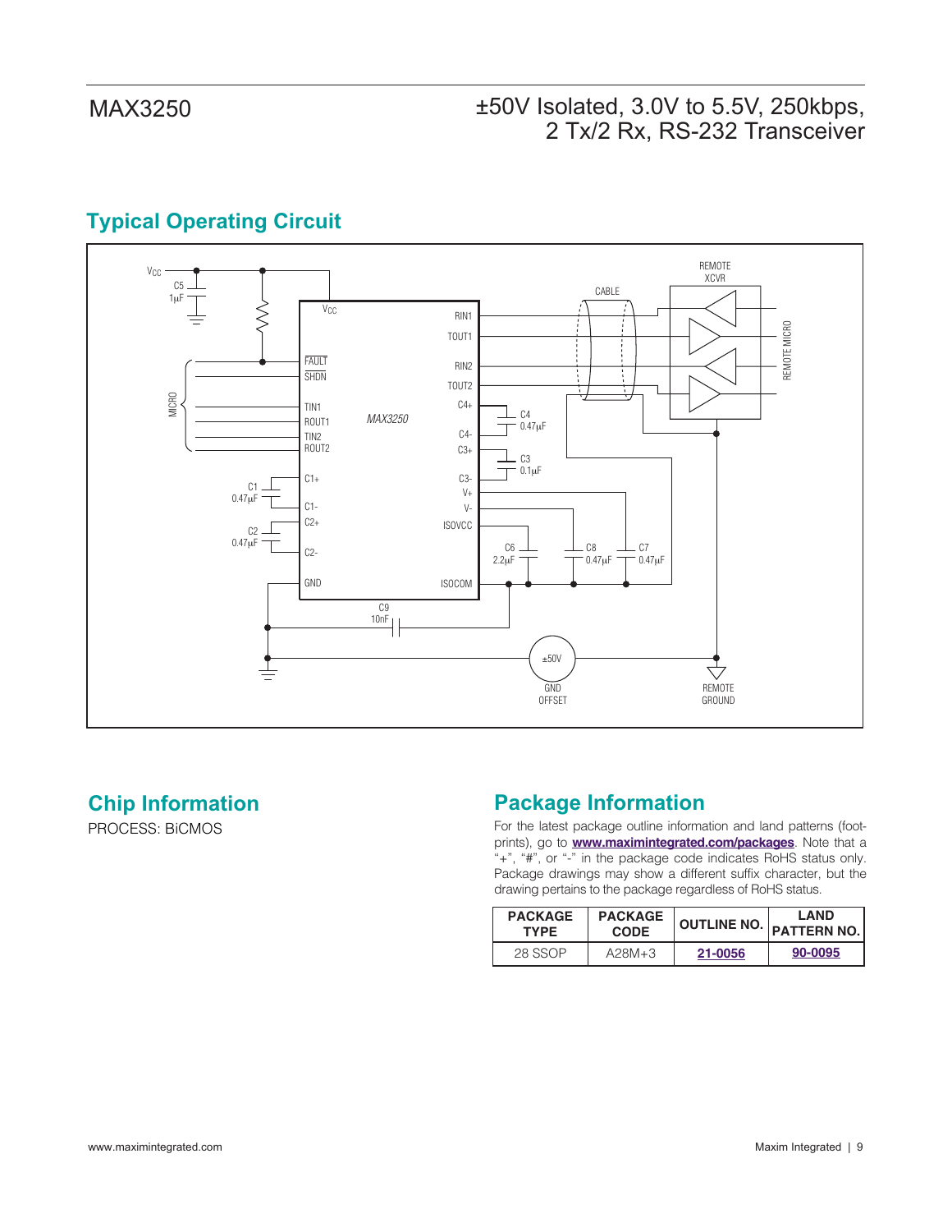## Typical Operating Circuit

## Chip Information

PROCESS: BiCMOS

## Package Information

For the latest package outline information and land patterns (footprints), go to **www.maximintegrated.com/packages**. Note that a "+", "#", or "-" in the package code indicates RoHS status only. Package drawings may show a different suffix character, but the drawing pertains to the package regardless of RoHS status.

| PACKAGE TYPE | PACKAGE CODE | OUTLINE NO. | LAND PATTERN NO. |
|---|---|---|---|
| 28 SSOP | A28M+3 | 21-0056 | 90-0095 |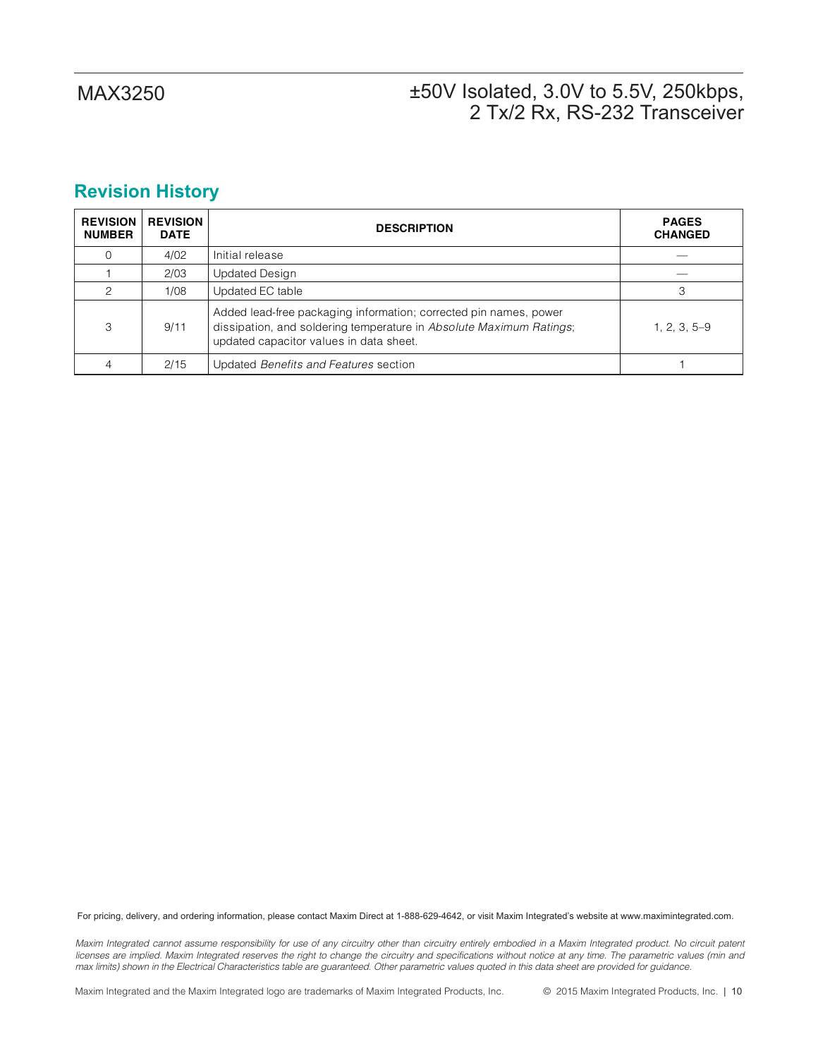## Revision History

| REVISION NUMBER | REVISION DATE | DESCRIPTION | PAGES CHANGED |
| --- | --- | --- | --- |
| 0 | 4/02 | Initial release | — |
| 1 | 2/03 | Updated Design | — |
| 2 | 1/08 | Updated EC table | 3 |
| 3 | 9/11 | Added lead-free packaging information; corrected pin names, power dissipation, and soldering temperature in *Absolute Maximum Ratings*; updated capacitor values in data sheet. | 1, 2, 3, 5–9 |
| 4 | 2/15 | Updated *Benefits and Features* section | 1 |

For pricing, delivery, and ordering information, please contact Maxim Direct at 1-888-629-4642, or visit Maxim Integrated's website at www.maximintegrated.com.

*Maxim Integrated cannot assume responsibility for use of any circuitry other than circuitry entirely embodied in a Maxim Integrated product. No circuit patent licenses are implied. Maxim Integrated reserves the right to change the circuitry and specifications without notice at any time. The parametric values (min and max limits) shown in the Electrical Characteristics table are guaranteed. Other parametric values quoted in this data sheet are provided for guidance.*

Maxim Integrated and the Maxim Integrated logo are trademarks of Maxim Integrated Products, Inc. © 2015 Maxim Integrated Products, Inc.